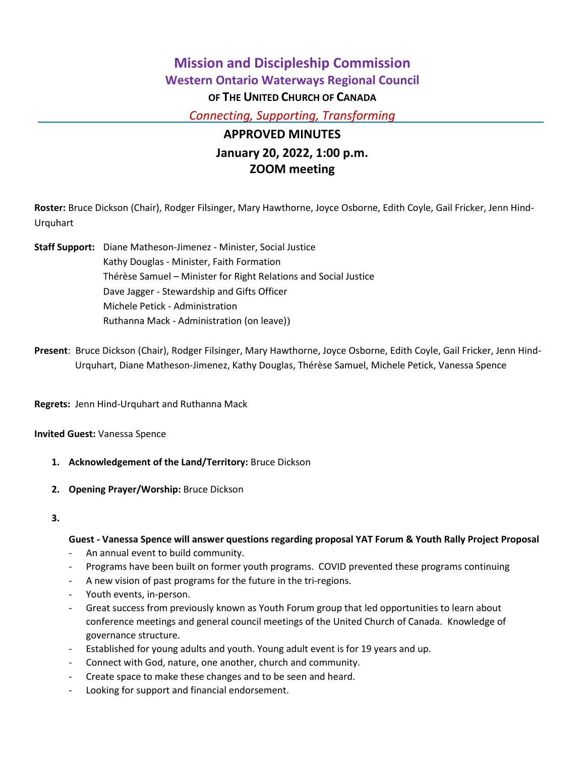# Mission and Discipleship Commission

## Western Ontario Waterways Regional Council

**OF THE UNITED CHURCH OF CANADA**

*Connecting, Supporting, Transforming*

---

## APPROVED MINUTES

### January 20, 2022, 1:00 p.m.
### ZOOM meeting

**Roster:** Bruce Dickson (Chair), Rodger Filsinger, Mary Hawthorne, Joyce Osborne, Edith Coyle, Gail Fricker, Jenn Hind-Urquhart

**Staff Support:** Diane Matheson-Jimenez - Minister, Social Justice
Kathy Douglas - Minister, Faith Formation
Thérèse Samuel – Minister for Right Relations and Social Justice
Dave Jagger - Stewardship and Gifts Officer
Michele Petick - Administration
Ruthanna Mack - Administration (on leave))

**Present**: Bruce Dickson (Chair), Rodger Filsinger, Mary Hawthorne, Joyce Osborne, Edith Coyle, Gail Fricker, Jenn Hind-Urquhart, Diane Matheson-Jimenez, Kathy Douglas, Thérèse Samuel, Michele Petick, Vanessa Spence

**Regrets:** Jenn Hind-Urquhart and Ruthanna Mack

**Invited Guest:** Vanessa Spence

1. **Acknowledgement of the Land/Territory:** Bruce Dickson
2. **Opening Prayer/Worship:** Bruce Dickson
3. **Guest - Vanessa Spence will answer questions regarding proposal YAT Forum & Youth Rally Project Proposal**
   - An annual event to build community.
   - Programs have been built on former youth programs. COVID prevented these programs continuing
   - A new vision of past programs for the future in the tri-regions.
   - Youth events, in-person.
   - Great success from previously known as Youth Forum group that led opportunities to learn about conference meetings and general council meetings of the United Church of Canada. Knowledge of governance structure.
   - Established for young adults and youth. Young adult event is for 19 years and up.
   - Connect with God, nature, one another, church and community.
   - Create space to make these changes and to be seen and heard.
   - Looking for support and financial endorsement.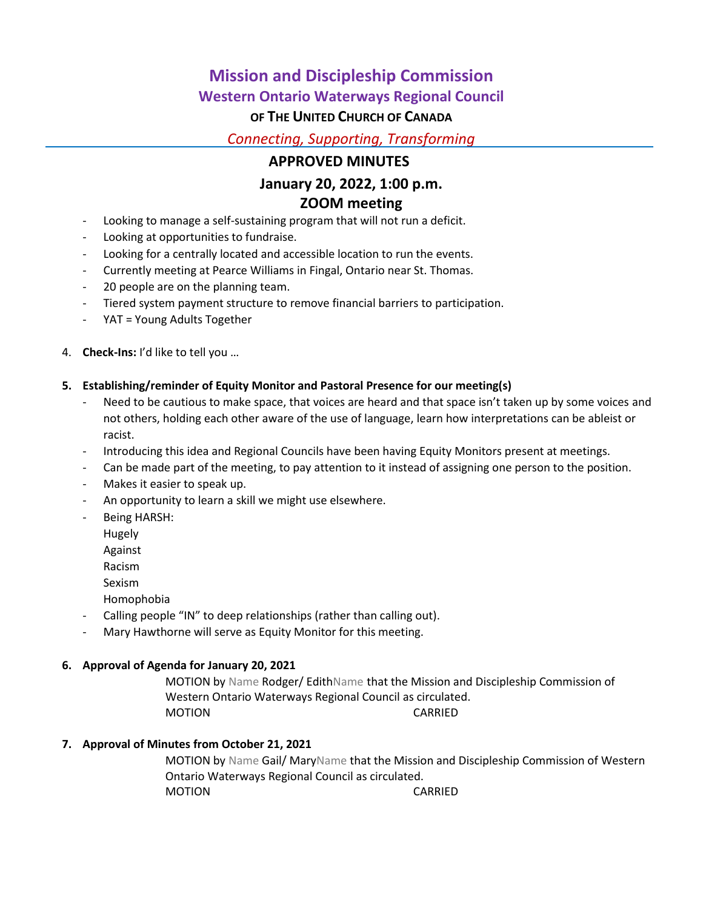# Mission and Discipleship Commission

## Western Ontario Waterways Regional Council

### OF THE UNITED CHURCH OF CANADA

*Connecting, Supporting, Transforming*

## APPROVED MINUTES

## January 20, 2022, 1:00 p.m.

## ZOOM meeting

- Looking to manage a self-sustaining program that will not run a deficit.
- Looking at opportunities to fundraise.
- Looking for a centrally located and accessible location to run the events.
- Currently meeting at Pearce Williams in Fingal, Ontario near St. Thomas.
- 20 people are on the planning team.
- Tiered system payment structure to remove financial barriers to participation.
- YAT = Young Adults Together

4. **Check-Ins:** I'd like to tell you …

5. **Establishing/reminder of Equity Monitor and Pastoral Presence for our meeting(s)**
   - Need to be cautious to make space, that voices are heard and that space isn't taken up by some voices and not others, holding each other aware of the use of language, learn how interpretations can be ableist or racist.
   - Introducing this idea and Regional Councils have been having Equity Monitors present at meetings.
   - Can be made part of the meeting, to pay attention to it instead of assigning one person to the position.
   - Makes it easier to speak up.
   - An opportunity to learn a skill we might use elsewhere.
   - Being HARSH:
     Hugely
     Against
     Racism
     Sexism
     Homophobia
   - Calling people "IN" to deep relationships (rather than calling out).
   - Mary Hawthorne will serve as Equity Monitor for this meeting.

6. **Approval of Agenda for January 20, 2021**

   MOTION by Name Rodger/ EdithName that the Mission and Discipleship Commission of Western Ontario Waterways Regional Council as circulated.
   MOTION CARRIED

7. **Approval of Minutes from October 21, 2021**

   MOTION by Name Gail/ MaryName that the Mission and Discipleship Commission of Western Ontario Waterways Regional Council as circulated.
   MOTION CARRIED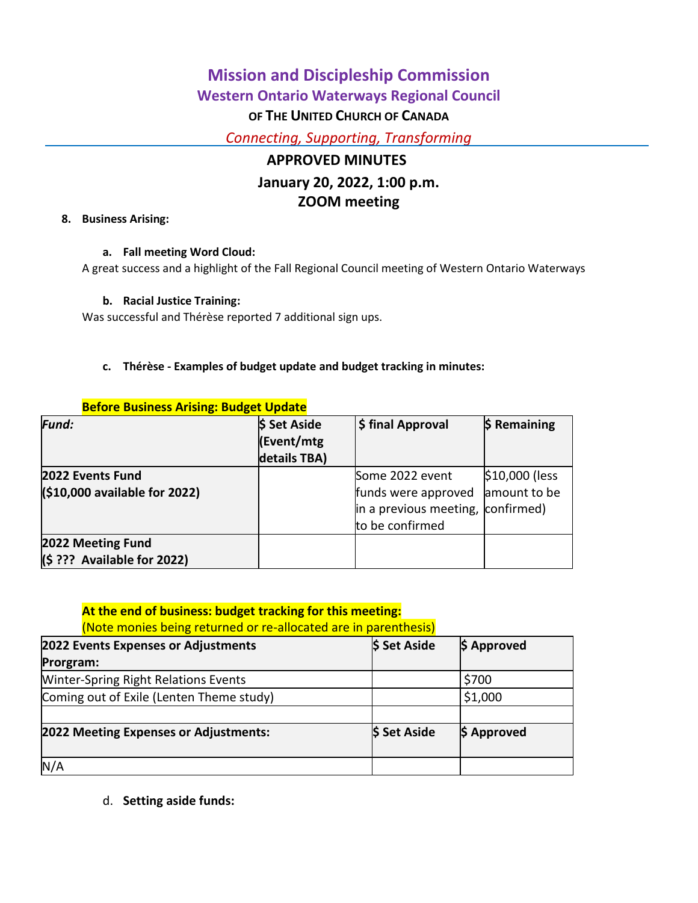# Mission and Discipleship Commission

## Western Ontario Waterways Regional Council

**OF THE UNITED CHURCH OF CANADA**

*Connecting, Supporting, Transforming*

## APPROVED MINUTES

**January 20, 2022, 1:00 p.m.**

**ZOOM meeting**

8. **Business Arising:**

   a. **Fall meeting Word Cloud:**

A great success and a highlight of the Fall Regional Council meeting of Western Ontario Waterways

   b. **Racial Justice Training:**

Was successful and Thérèse reported 7 additional sign ups.

   c. **Thérèse - Examples of budget update and budget tracking in minutes:**

**Before Business Arising: Budget Update**

| *Fund:* | $ Set Aside (Event/mtg details TBA) | $ final Approval | $ Remaining |
|---|---|---|---|
| **2022 Events Fund ($10,000 available for 2022)** | | Some 2022 event funds were approved in a previous meeting, to be confirmed | $10,000 (less amount to be confirmed) |
| **2022 Meeting Fund ($ ??? Available for 2022)** | | | |

**At the end of business: budget tracking for this meeting:**
(Note monies being returned or re-allocated are in parenthesis)

| 2022 Events Expenses or Adjustments Prorgram: | $ Set Aside | $ Approved |
|---|---|---|
| Winter-Spring Right Relations Events | | $700 |
| Coming out of Exile (Lenten Theme study) | | $1,000 |
| | | |
| **2022 Meeting Expenses or Adjustments:** | **$ Set Aside** | **$ Approved** |
| N/A | | |

   d. **Setting aside funds:**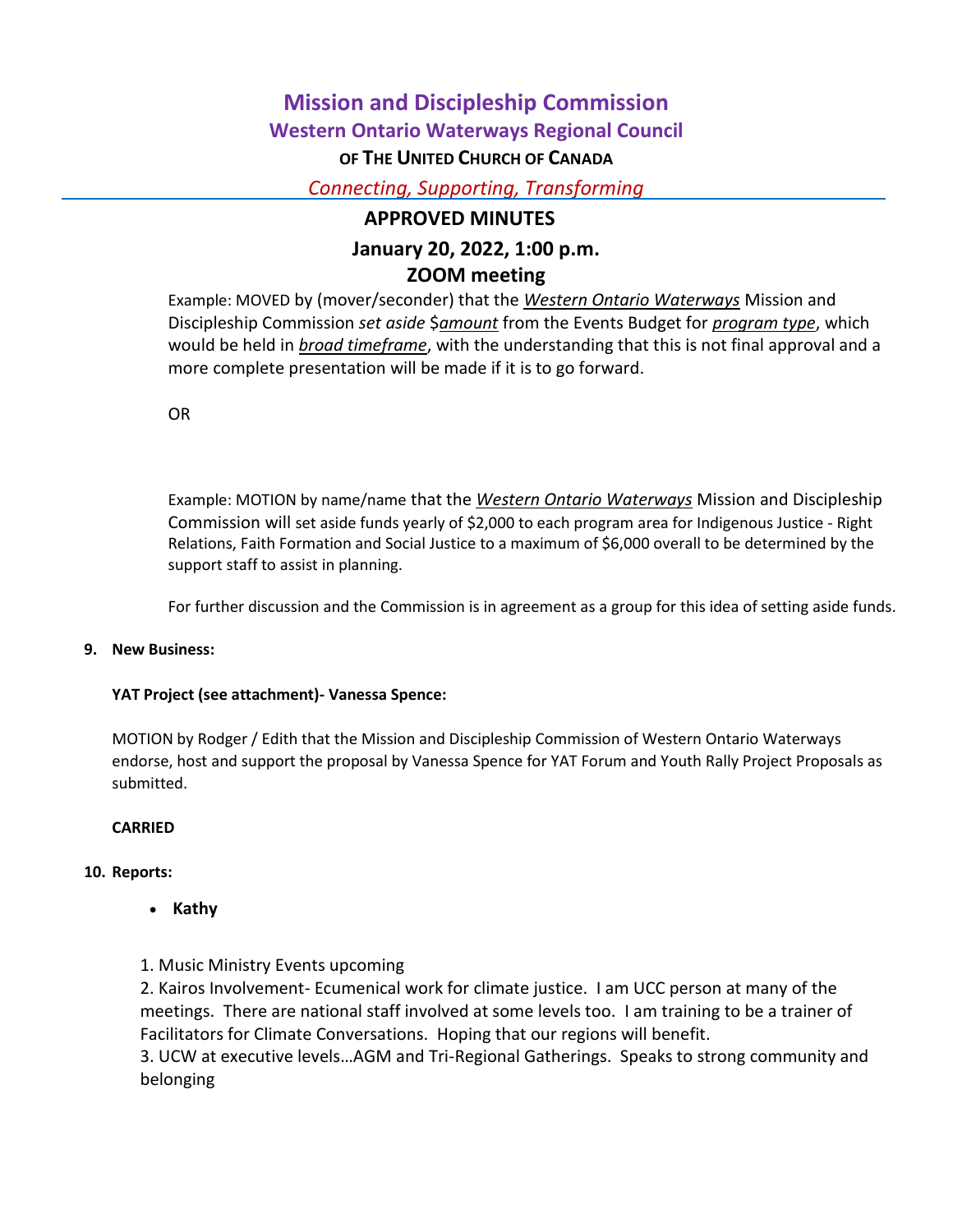# Mission and Discipleship Commission

## Western Ontario Waterways Regional Council

**OF THE UNITED CHURCH OF CANADA**

*Connecting, Supporting, Transforming*

## APPROVED MINUTES

### January 20, 2022, 1:00 p.m.

### ZOOM meeting

Example: MOVED by (mover/seconder) that the ***Western Ontario Waterways*** Mission and Discipleship Commission *set aside* $*amount* from the Events Budget for *program type*, which would be held in *broad timeframe*, with the understanding that this is not final approval and a more complete presentation will be made if it is to go forward.

OR

Example: MOTION by name/name that the ***Western Ontario Waterways*** Mission and Discipleship Commission will set aside funds yearly of $2,000 to each program area for Indigenous Justice - Right Relations, Faith Formation and Social Justice to a maximum of $6,000 overall to be determined by the support staff to assist in planning.

For further discussion and the Commission is in agreement as a group for this idea of setting aside funds.

**9. New Business:**

**YAT Project (see attachment)- Vanessa Spence:**

MOTION by Rodger / Edith that the Mission and Discipleship Commission of Western Ontario Waterways endorse, host and support the proposal by Vanessa Spence for YAT Forum and Youth Rally Project Proposals as submitted.

**CARRIED**

**10. Reports:**

- **Kathy**

1. Music Ministry Events upcoming
2. Kairos Involvement- Ecumenical work for climate justice. I am UCC person at many of the meetings. There are national staff involved at some levels too. I am training to be a trainer of Facilitators for Climate Conversations. Hoping that our regions will benefit.
3. UCW at executive levels…AGM and Tri-Regional Gatherings. Speaks to strong community and belonging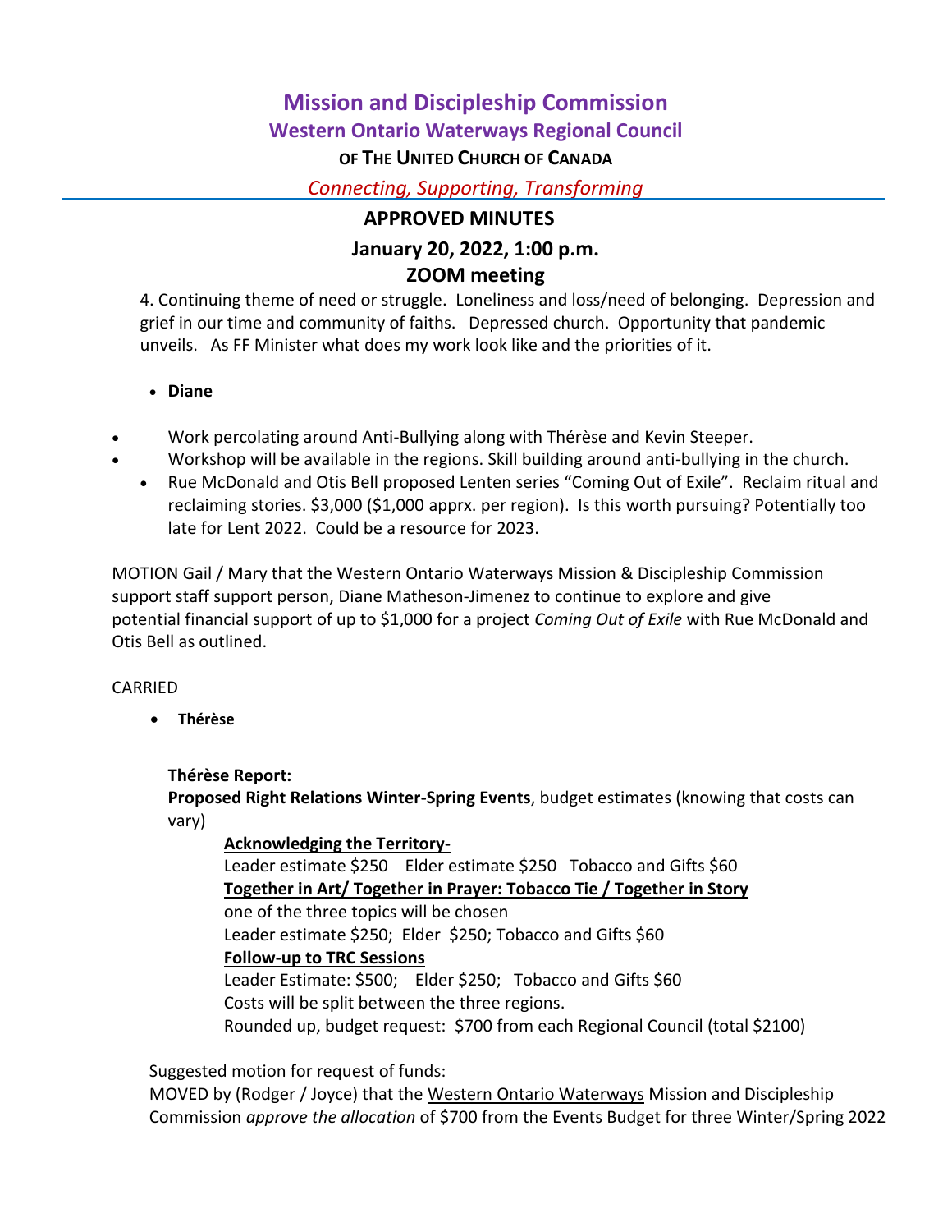# Mission and Discipleship Commission

## Western Ontario Waterways Regional Council

**OF THE UNITED CHURCH OF CANADA**

*Connecting, Supporting, Transforming*

**APPROVED MINUTES**

**January 20, 2022, 1:00 p.m.**

**ZOOM meeting**

4. Continuing theme of need or struggle. Loneliness and loss/need of belonging. Depression and grief in our time and community of faiths. Depressed church. Opportunity that pandemic unveils. As FF Minister what does my work look like and the priorities of it.

- **Diane**

- Work percolating around Anti-Bullying along with Thérèse and Kevin Steeper.
- Workshop will be available in the regions. Skill building around anti-bullying in the church.
- Rue McDonald and Otis Bell proposed Lenten series "Coming Out of Exile". Reclaim ritual and reclaiming stories. $3,000 ($1,000 apprx. per region). Is this worth pursuing? Potentially too late for Lent 2022. Could be a resource for 2023.

MOTION Gail / Mary that the Western Ontario Waterways Mission & Discipleship Commission support staff support person, Diane Matheson-Jimenez to continue to explore and give potential financial support of up to $1,000 for a project *Coming Out of Exile* with Rue McDonald and Otis Bell as outlined.

CARRIED

- **Thérèse**

**Thérèse Report:**
**Proposed Right Relations Winter-Spring Events**, budget estimates (knowing that costs can vary)

<u>**Acknowledging the Territory-**</u>
Leader estimate $250 Elder estimate $250 Tobacco and Gifts $60
<u>**Together in Art/ Together in Prayer: Tobacco Tie / Together in Story**</u>
one of the three topics will be chosen
Leader estimate $250; Elder $250; Tobacco and Gifts $60
<u>**Follow-up to TRC Sessions**</u>
Leader Estimate: $500; Elder $250; Tobacco and Gifts $60
Costs will be split between the three regions.
Rounded up, budget request: $700 from each Regional Council (total $2100)

Suggested motion for request of funds:
MOVED by (Rodger / Joyce) that the <u>Western Ontario Waterways</u> Mission and Discipleship Commission *approve the allocation* of $700 from the Events Budget for three Winter/Spring 2022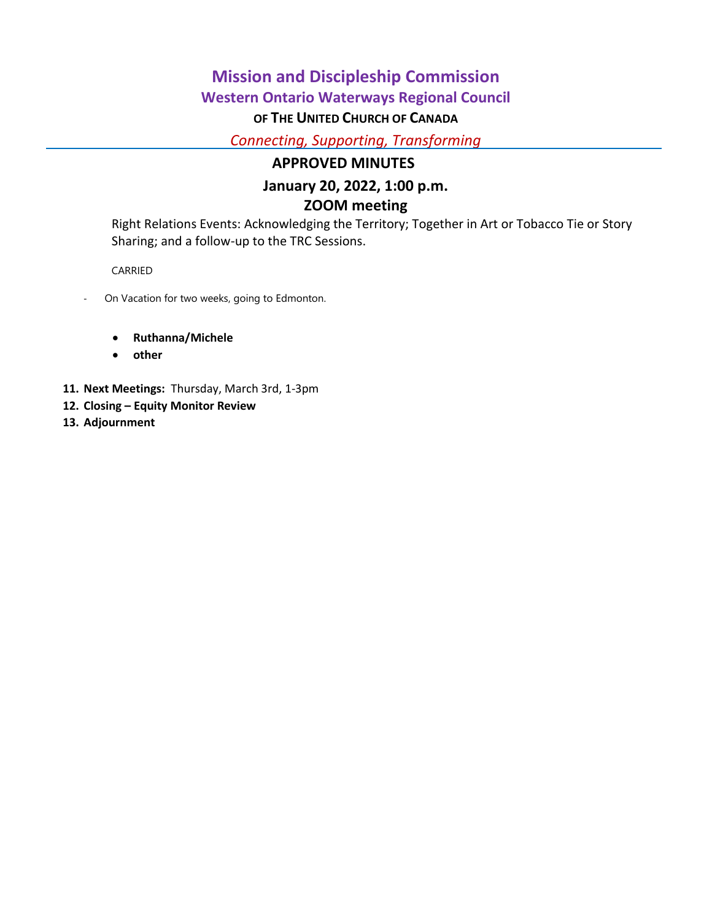# Mission and Discipleship Commission

## Western Ontario Waterways Regional Council

**OF THE UNITED CHURCH OF CANADA**

*Connecting, Supporting, Transforming*

**APPROVED MINUTES**

**January 20, 2022, 1:00 p.m.**

**ZOOM meeting**

Right Relations Events: Acknowledging the Territory; Together in Art or Tobacco Tie or Story Sharing; and a follow-up to the TRC Sessions.

CARRIED

- On Vacation for two weeks, going to Edmonton.

- **Ruthanna/Michele**
- **other**

11. **Next Meetings:** Thursday, March 3rd, 1-3pm
12. **Closing – Equity Monitor Review**
13. **Adjournment**